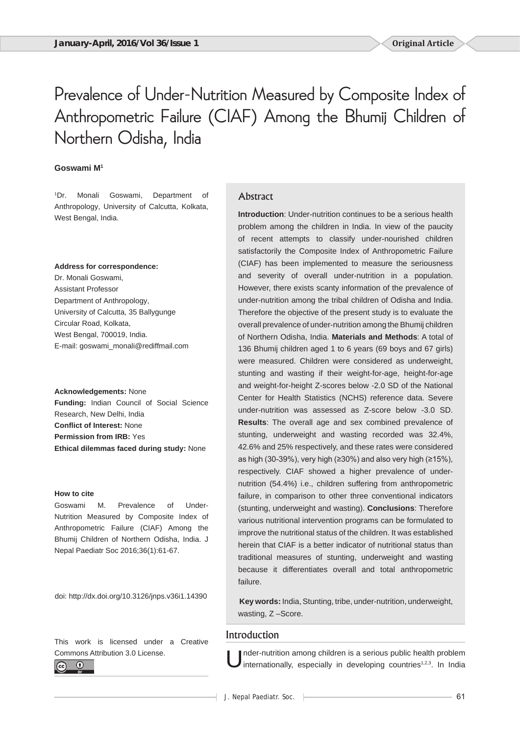Original Article

# Prevalence of Under-Nutrition Measured by Composite Index of Anthropometric Failure (CIAF) Among the Bhumij Children of Northern Odisha, India

**Goswami M[1]**

[1]Dr. Monali Goswami, Department of Anthropology, University of Calcutta, Kolkata, West Bengal, India.

**Address for correspondence:**
Dr. Monali Goswami,
Assistant Professor
Department of Anthropology,
University of Calcutta, 35 Ballygunge
Circular Road, Kolkata,
West Bengal, 700019, India.
E-mail: goswami_monali@rediffmail.com

**Acknowledgements:** None
**Funding:** Indian Council of Social Science Research, New Delhi, India
**Conflict of Interest:** None
**Permission from IRB:** Yes
**Ethical dilemmas faced during study:** None

**How to cite**
Goswami M. Prevalence of Under-Nutrition Measured by Composite Index of Anthropometric Failure (CIAF) Among the Bhumij Children of Northern Odisha, India. J Nepal Paediatr Soc 2016;36(1):61-67.

doi: http://dx.doi.org/10.3126/jnps.v36i1.14390

This work is licensed under a Creative Commons Attribution 3.0 License.

## Abstract

**Introduction**: Under-nutrition continues to be a serious health problem among the children in India. In view of the paucity of recent attempts to classify under-nourished children satisfactorily the Composite Index of Anthropometric Failure (CIAF) has been implemented to measure the seriousness and severity of overall under-nutrition in a population. However, there exists scanty information of the prevalence of under-nutrition among the tribal children of Odisha and India. Therefore the objective of the present study is to evaluate the overall prevalence of under-nutrition among the Bhumij children of Northern Odisha, India. **Materials and Methods**: A total of 136 Bhumij children aged 1 to 6 years (69 boys and 67 girls) were measured. Children were considered as underweight, stunting and wasting if their weight-for-age, height-for-age and weight-for-height Z-scores below -2.0 SD of the National Center for Health Statistics (NCHS) reference data. Severe under-nutrition was assessed as Z-score below -3.0 SD. **Results**: The overall age and sex combined prevalence of stunting, underweight and wasting recorded was 32.4%, 42.6% and 25% respectively, and these rates were considered as high (30-39%), very high (≥30%) and also very high (≥15%), respectively. CIAF showed a higher prevalence of under-nutrition (54.4%) i.e., children suffering from anthropometric failure, in comparison to other three conventional indicators (stunting, underweight and wasting). **Conclusions**: Therefore various nutritional intervention programs can be formulated to improve the nutritional status of the children. It was established herein that CIAF is a better indicator of nutritional status than traditional measures of stunting, underweight and wasting because it differentiates overall and total anthropometric failure.

**Key words:** India, Stunting, tribe, under-nutrition, underweight, wasting, Z –Score.

## Introduction

Under-nutrition among children is a serious public health problem internationally, especially in developing countries[1,2,3]. In India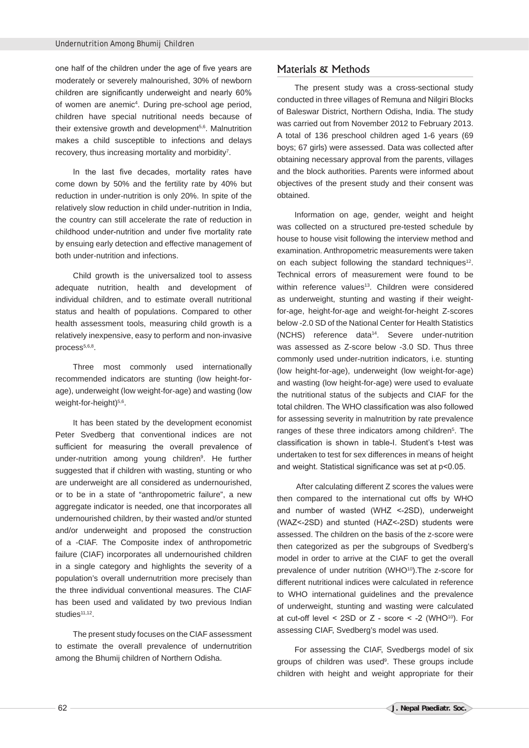one half of the children under the age of five years are moderately or severely malnourished, 30% of newborn children are significantly underweight and nearly 60% of women are anemic[4]. During pre-school age period, children have special nutritional needs because of their extensive growth and development[5,6]. Malnutrition makes a child susceptible to infections and delays recovery, thus increasing mortality and morbidity[7].

In the last five decades, mortality rates have come down by 50% and the fertility rate by 40% but reduction in under-nutrition is only 20%. In spite of the relatively slow reduction in child under-nutrition in India, the country can still accelerate the rate of reduction in childhood under-nutrition and under five mortality rate by ensuing early detection and effective management of both under-nutrition and infections.

Child growth is the universalized tool to assess adequate nutrition, health and development of individual children, and to estimate overall nutritional status and health of populations. Compared to other health assessment tools, measuring child growth is a relatively inexpensive, easy to perform and non-invasive process[5,6,8].

Three most commonly used internationally recommended indicators are stunting (low height-for-age), underweight (low weight-for-age) and wasting (low weight-for-height)[5,6].

It has been stated by the development economist Peter Svedberg that conventional indices are not sufficient for measuring the overall prevalence of under-nutrition among young children[9]. He further suggested that if children with wasting, stunting or who are underweight are all considered as undernourished, or to be in a state of "anthropometric failure", a new aggregate indicator is needed, one that incorporates all undernourished children, by their wasted and/or stunted and/or underweight and proposed the construction of a -CIAF. The Composite index of anthropometric failure (CIAF) incorporates all undernourished children in a single category and highlights the severity of a population's overall undernutrition more precisely than the three individual conventional measures. The CIAF has been used and validated by two previous Indian studies[11,12].

The present study focuses on the CIAF assessment to estimate the overall prevalence of undernutrition among the Bhumij children of Northern Odisha.

## Materials & Methods

The present study was a cross-sectional study conducted in three villages of Remuna and Nilgiri Blocks of Baleswar District, Northern Odisha, India. The study was carried out from November 2012 to February 2013. A total of 136 preschool children aged 1-6 years (69 boys; 67 girls) were assessed. Data was collected after obtaining necessary approval from the parents, villages and the block authorities. Parents were informed about objectives of the present study and their consent was obtained.

Information on age, gender, weight and height was collected on a structured pre-tested schedule by house to house visit following the interview method and examination. Anthropometric measurements were taken on each subject following the standard techniques[12]. Technical errors of measurement were found to be within reference values[13]. Children were considered as underweight, stunting and wasting if their weight-for-age, height-for-age and weight-for-height Z-scores below -2.0 SD of the National Center for Health Statistics (NCHS) reference data[14]. Severe under-nutrition was assessed as Z-score below -3.0 SD. Thus three commonly used under-nutrition indicators, i.e. stunting (low height-for-age), underweight (low weight-for-age) and wasting (low height-for-age) were used to evaluate the nutritional status of the subjects and CIAF for the total children. The WHO classification was also followed for assessing severity in malnutrition by rate prevalence ranges of these three indicators among children[5]. The classification is shown in table-I. Student's t-test was undertaken to test for sex differences in means of height and weight. Statistical significance was set at $p<0.05$.

After calculating different Z scores the values were then compared to the international cut offs by WHO and number of wasted (WHZ <-2SD), underweight (WAZ<-2SD) and stunted (HAZ<-2SD) students were assessed. The children on the basis of the z-score were then categorized as per the subgroups of Svedberg's model in order to arrive at the CIAF to get the overall prevalence of under nutrition (WHO[10]).The z-score for different nutritional indices were calculated in reference to WHO international guidelines and the prevalence of underweight, stunting and wasting were calculated at cut-off level < 2SD or Z - score < -2 (WHO[10]). For assessing CIAF, Svedberg's model was used.

For assessing the CIAF, Svedbergs model of six groups of children was used[9]. These groups include children with height and weight appropriate for their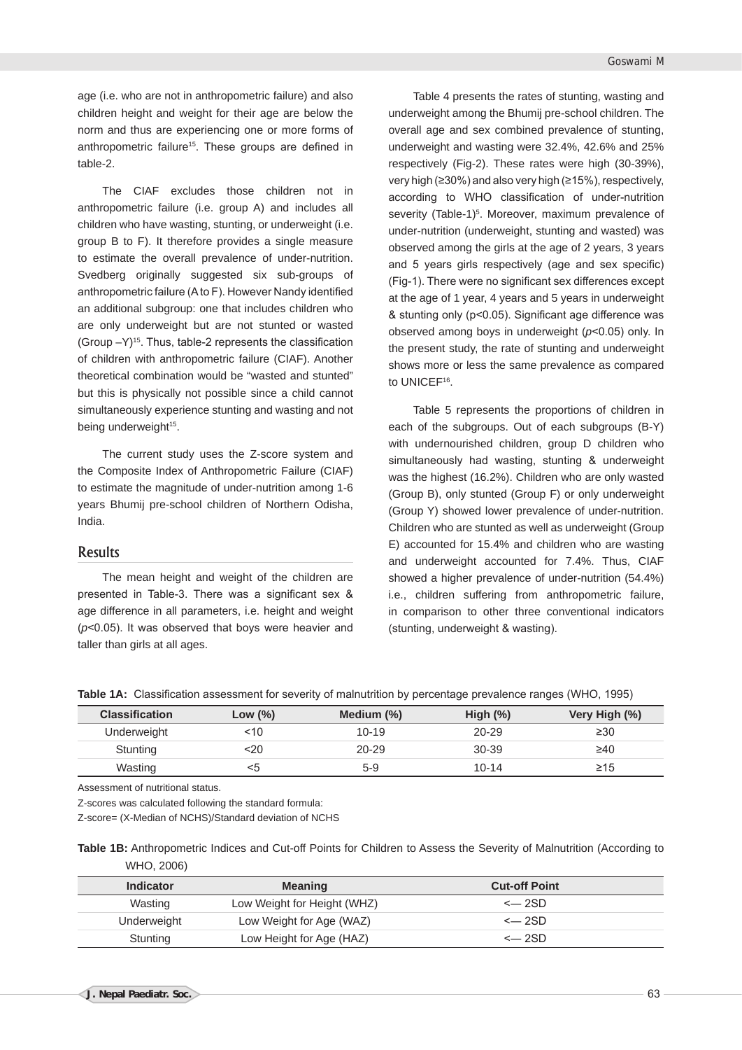age (i.e. who are not in anthropometric failure) and also children height and weight for their age are below the norm and thus are experiencing one or more forms of anthropometric failure[15]. These groups are defined in table-2.

The CIAF excludes those children not in anthropometric failure (i.e. group A) and includes all children who have wasting, stunting, or underweight (i.e. group B to F). It therefore provides a single measure to estimate the overall prevalence of under-nutrition. Svedberg originally suggested six sub-groups of anthropometric failure (A to F). However Nandy identified an additional subgroup: one that includes children who are only underweight but are not stunted or wasted (Group –Y)[15]. Thus, table-2 represents the classification of children with anthropometric failure (CIAF). Another theoretical combination would be "wasted and stunted" but this is physically not possible since a child cannot simultaneously experience stunting and wasting and not being underweight[15].

The current study uses the Z-score system and the Composite Index of Anthropometric Failure (CIAF) to estimate the magnitude of under-nutrition among 1-6 years Bhumij pre-school children of Northern Odisha, India.

## Results

The mean height and weight of the children are presented in Table-3. There was a significant sex & age difference in all parameters, i.e. height and weight ($p<0.05$). It was observed that boys were heavier and taller than girls at all ages.

Table 4 presents the rates of stunting, wasting and underweight among the Bhumij pre-school children. The overall age and sex combined prevalence of stunting, underweight and wasting were 32.4%, 42.6% and 25% respectively (Fig-2). These rates were high (30-39%), very high (≥30%) and also very high (≥15%), respectively, according to WHO classification of under-nutrition severity (Table-1)[5]. Moreover, maximum prevalence of under-nutrition (underweight, stunting and wasted) was observed among the girls at the age of 2 years, 3 years and 5 years girls respectively (age and sex specific) (Fig-1). There were no significant sex differences except at the age of 1 year, 4 years and 5 years in underweight & stunting only ($p<0.05$). Significant age difference was observed among boys in underweight ($p<0.05$) only. In the present study, the rate of stunting and underweight shows more or less the same prevalence as compared to UNICEF[16].

Table 5 represents the proportions of children in each of the subgroups. Out of each subgroups (B-Y) with undernourished children, group D children who simultaneously had wasting, stunting & underweight was the highest (16.2%). Children who are only wasted (Group B), only stunted (Group F) or only underweight (Group Y) showed lower prevalence of under-nutrition. Children who are stunted as well as underweight (Group E) accounted for 15.4% and children who are wasting and underweight accounted for 7.4%. Thus, CIAF showed a higher prevalence of under-nutrition (54.4%) i.e., children suffering from anthropometric failure, in comparison to other three conventional indicators (stunting, underweight & wasting).

**Table 1A:** Classification assessment for severity of malnutrition by percentage prevalence ranges (WHO, 1995)

| Classification | Low (%) | Medium (%) | High (%) | Very High (%) |
|---|---|---|---|---|
| Underweight | <10 | 10-19 | 20-29 | ≥30 |
| Stunting | <20 | 20-29 | 30-39 | ≥40 |
| Wasting | <5 | 5-9 | 10-14 | ≥15 |

Assessment of nutritional status.

Z-scores was calculated following the standard formula:

Z-score= (X-Median of NCHS)/Standard deviation of NCHS

**Table 1B:** Anthropometric Indices and Cut-off Points for Children to Assess the Severity of Malnutrition (According to WHO, 2006)

| Indicator | Meaning | Cut-off Point |
|---|---|---|
| Wasting | Low Weight for Height (WHZ) | <— 2SD |
| Underweight | Low Weight for Age (WAZ) | <— 2SD |
| Stunting | Low Height for Age (HAZ) | <— 2SD |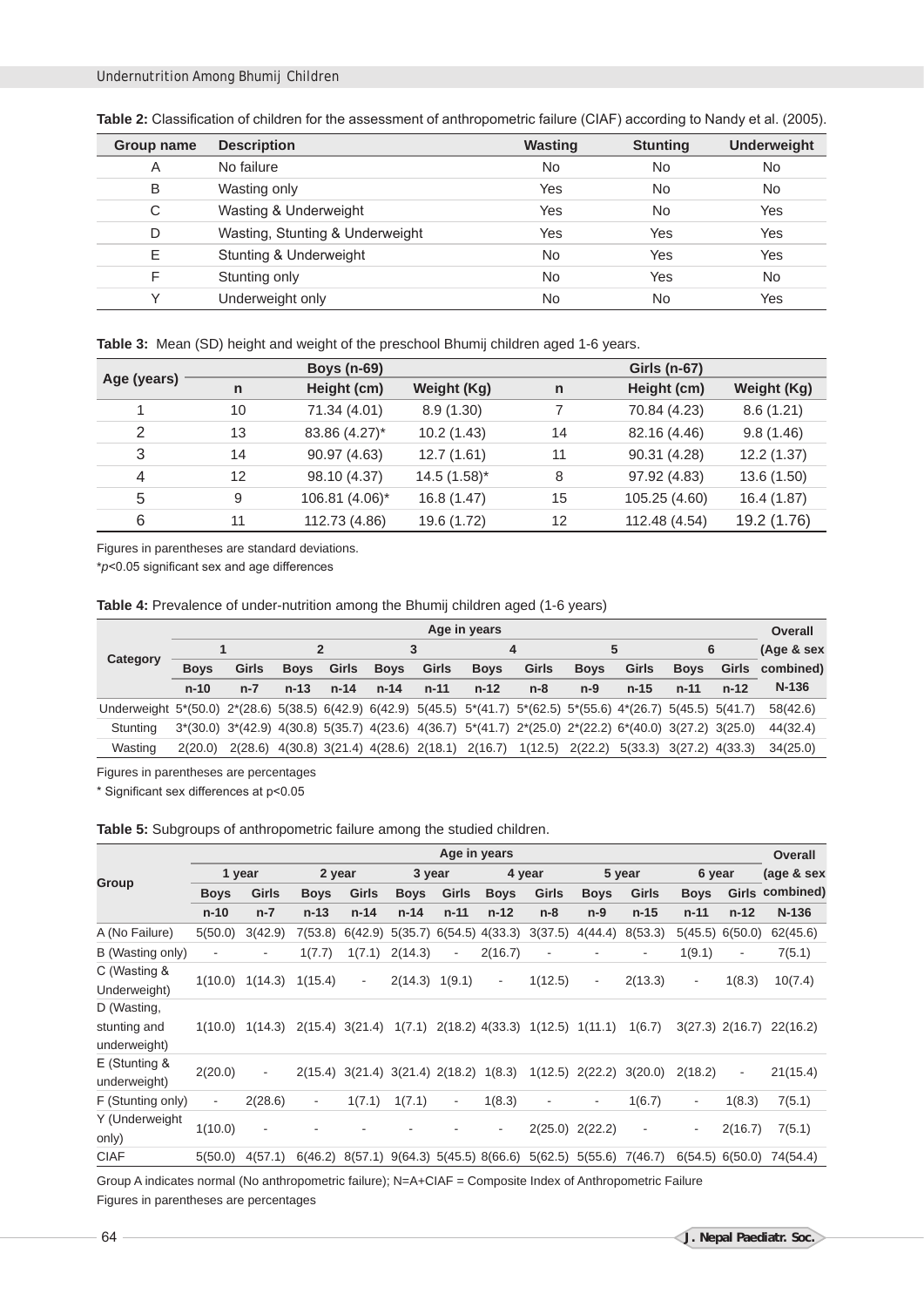**Table 2:** Classification of children for the assessment of anthropometric failure (CIAF) according to Nandy et al. (2005).

| Group name | Description | Wasting | Stunting | Underweight |
|---|---|---|---|---|
| A | No failure | No | No | No |
| B | Wasting only | Yes | No | No |
| C | Wasting & Underweight | Yes | No | Yes |
| D | Wasting, Stunting & Underweight | Yes | Yes | Yes |
| E | Stunting & Underweight | No | Yes | Yes |
| F | Stunting only | No | Yes | No |
| Y | Underweight only | No | No | Yes |

**Table 3:** Mean (SD) height and weight of the preschool Bhumij children aged 1-6 years.

| Age (years) | Boys (n-69) | | | Girls (n-67) | | |
|---|---|---|---|---|---|---|
| | n | Height (cm) | Weight (Kg) | n | Height (cm) | Weight (Kg) |
| 1 | 10 | 71.34 (4.01) | 8.9 (1.30) | 7 | 70.84 (4.23) | 8.6 (1.21) |
| 2 | 13 | 83.86 (4.27)* | 10.2 (1.43) | 14 | 82.16 (4.46) | 9.8 (1.46) |
| 3 | 14 | 90.97 (4.63) | 12.7 (1.61) | 11 | 90.31 (4.28) | 12.2 (1.37) |
| 4 | 12 | 98.10 (4.37) | 14.5 (1.58)* | 8 | 97.92 (4.83) | 13.6 (1.50) |
| 5 | 9 | 106.81 (4.06)* | 16.8 (1.47) | 15 | 105.25 (4.60) | 16.4 (1.87) |
| 6 | 11 | 112.73 (4.86) | 19.6 (1.72) | 12 | 112.48 (4.54) | 19.2 (1.76) |

Figures in parentheses are standard deviations.

*$p$<0.05 significant sex and age differences

**Table 4:** Prevalence of under-nutrition among the Bhumij children aged (1-6 years)

| Category | Age in years | | | | | | | | | | | | Overall |
|---|---|---|---|---|---|---|---|---|---|---|---|---|---|
| | 1 | | 2 | | 3 | | 4 | | 5 | | 6 | | (Age & sex combined) |
| | Boys | Girls | Boys | Girls | Boys | Girls | Boys | Girls | Boys | Girls | Boys | Girls | |
| | n-10 | n-7 | n-13 | n-14 | n-14 | n-11 | n-12 | n-8 | n-9 | n-15 | n-11 | n-12 | N-136 |
| Underweight | 5*(50.0) | 2*(28.6) | 5(38.5) | 6(42.9) | 6(42.9) | 5(45.5) | 5*(41.7) | 5*(62.5) | 5*(55.6) | 4*(26.7) | 5(45.5) | 5(41.7) | 58(42.6) |
| Stunting | 3*(30.0) | 3*(42.9) | 4(30.8) | 5(35.7) | 4(23.6) | 4(36.7) | 5*(41.7) | 2*(25.0) | 2*(22.2) | 6*(40.0) | 3(27.2) | 3(25.0) | 44(32.4) |
| Wasting | 2(20.0) | 2(28.6) | 4(30.8) | 3(21.4) | 4(28.6) | 2(18.1) | 2(16.7) | 1(12.5) | 2(22.2) | 5(33.3) | 3(27.2) | 4(33.3) | 34(25.0) |

Figures in parentheses are percentages

* Significant sex differences at p<0.05

**Table 5:** Subgroups of anthropometric failure among the studied children.

| Group | Age in years | | | | | | | | | | | | Overall |
|---|---|---|---|---|---|---|---|---|---|---|---|---|---|
| | 1 year | | 2 year | | 3 year | | 4 year | | 5 year | | 6 year | | (age & sex combined) |
| | Boys | Girls | Boys | Girls | Boys | Girls | Boys | Girls | Boys | Girls | Boys | Girls | |
| | n-10 | n-7 | n-13 | n-14 | n-14 | n-11 | n-12 | n-8 | n-9 | n-15 | n-11 | n-12 | N-136 |
| A (No Failure) | 5(50.0) | 3(42.9) | 7(53.8) | 6(42.9) | 5(35.7) | 6(54.5) | 4(33.3) | 3(37.5) | 4(44.4) | 8(53.3) | 5(45.5) | 6(50.0) | 62(45.6) |
| B (Wasting only) | - | - | 1(7.7) | 1(7.1) | 2(14.3) | - | 2(16.7) | - | - | - | 1(9.1) | - | 7(5.1) |
| C (Wasting & Underweight) | 1(10.0) | 1(14.3) | 1(15.4) | - | 2(14.3) | 1(9.1) | - | 1(12.5) | - | 2(13.3) | - | 1(8.3) | 10(7.4) |
| D (Wasting, stunting and underweight) | 1(10.0) | 1(14.3) | 2(15.4) | 3(21.4) | 1(7.1) | 2(18.2) | 4(33.3) | 1(12.5) | 1(11.1) | 1(6.7) | 3(27.3) | 2(16.7) | 22(16.2) |
| E (Stunting & underweight) | 2(20.0) | - | 2(15.4) | 3(21.4) | 3(21.4) | 2(18.2) | 1(8.3) | 1(12.5) | 2(22.2) | 3(20.0) | 2(18.2) | - | 21(15.4) |
| F (Stunting only) | - | 2(28.6) | - | 1(7.1) | 1(7.1) | - | 1(8.3) | - | - | 1(6.7) | - | 1(8.3) | 7(5.1) |
| Y (Underweight only) | 1(10.0) | - | - | - | - | - | - | 2(25.0) | 2(22.2) | - | - | 2(16.7) | 7(5.1) |
| CIAF | 5(50.0) | 4(57.1) | 6(46.2) | 8(57.1) | 9(64.3) | 5(45.5) | 8(66.6) | 5(62.5) | 5(55.6) | 7(46.7) | 6(54.5) | 6(50.0) | 74(54.4) |

Group A indicates normal (No anthropometric failure); N=A+CIAF = Composite Index of Anthropometric Failure

Figures in parentheses are percentages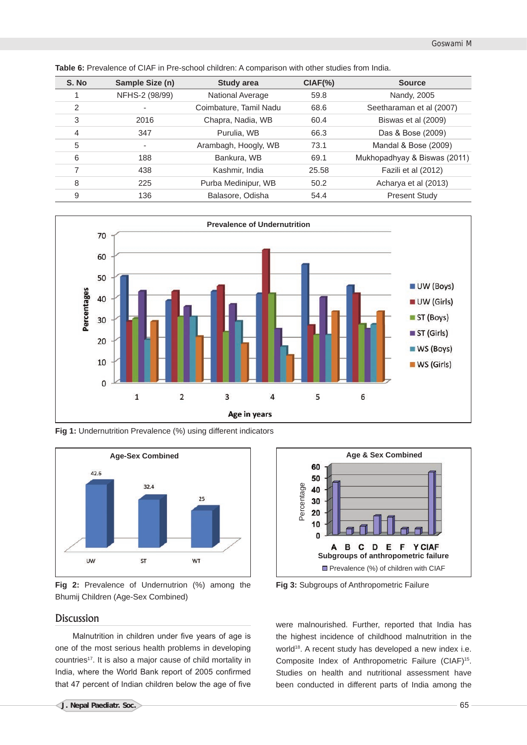**Table 6:** Prevalence of CIAF in Pre-school children: A comparison with other studies from India.

| S. No | Sample Size (n) | Study area | CIAF(%) | Source |
|---|---|---|---|---|
| 1 | NFHS-2 (98/99) | National Average | 59.8 | Nandy, 2005 |
| 2 | - | Coimbature, Tamil Nadu | 68.6 | Seetharaman et al (2007) |
| 3 | 2016 | Chapra, Nadia, WB | 60.4 | Biswas et al (2009) |
| 4 | 347 | Purulia, WB | 66.3 | Das & Bose (2009) |
| 5 | - | Arambagh, Hoogly, WB | 73.1 | Mandal & Bose (2009) |
| 6 | 188 | Bankura, WB | 69.1 | Mukhopadhyay & Biswas (2011) |
| 7 | 438 | Kashmir, India | 25.58 | Fazili et al (2012) |
| 8 | 225 | Purba Medinipur, WB | 50.2 | Acharya et al (2013) |
| 9 | 136 | Balasore, Odisha | 54.4 | Present Study |

**Fig 1:** Undernutrition Prevalence (%) using different indicators

**Fig 2:** Prevalence of Undernutrition (%) among the Bhumij Children (Age-Sex Combined)

**Fig 3:** Subgroups of Anthropometric Failure

## Discussion

Malnutrition in children under five years of age is one of the most serious health problems in developing countries[17]. It is also a major cause of child mortality in India, where the World Bank report of 2005 confirmed that 47 percent of Indian children below the age of five were malnourished. Further, reported that India has the highest incidence of childhood malnutrition in the world[18]. A recent study has developed a new index i.e. Composite Index of Anthropometric Failure (CIAF)[15]. Studies on health and nutritional assessment have been conducted in different parts of India among the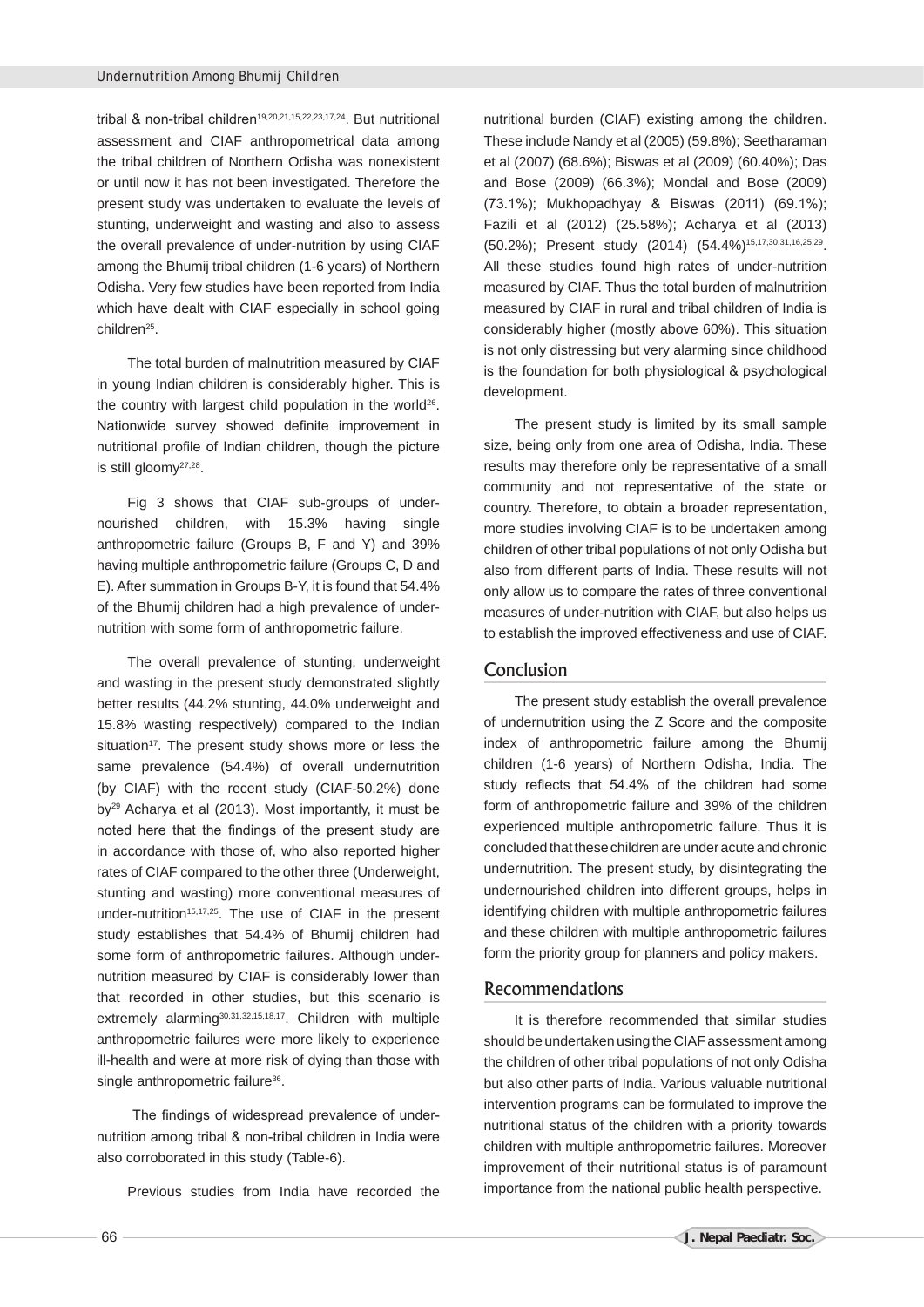tribal & non-tribal children[19,20,21,15,22,23,17,24]. But nutritional assessment and CIAF anthropometrical data among the tribal children of Northern Odisha was nonexistent or until now it has not been investigated. Therefore the present study was undertaken to evaluate the levels of stunting, underweight and wasting and also to assess the overall prevalence of under-nutrition by using CIAF among the Bhumij tribal children (1-6 years) of Northern Odisha. Very few studies have been reported from India which have dealt with CIAF especially in school going children[25].

The total burden of malnutrition measured by CIAF in young Indian children is considerably higher. This is the country with largest child population in the world[26]. Nationwide survey showed definite improvement in nutritional profile of Indian children, though the picture is still gloomy[27,28].

Fig 3 shows that CIAF sub-groups of under-nourished children, with 15.3% having single anthropometric failure (Groups B, F and Y) and 39% having multiple anthropometric failure (Groups C, D and E). After summation in Groups B-Y, it is found that 54.4% of the Bhumij children had a high prevalence of under-nutrition with some form of anthropometric failure.

The overall prevalence of stunting, underweight and wasting in the present study demonstrated slightly better results (44.2% stunting, 44.0% underweight and 15.8% wasting respectively) compared to the Indian situation[17]. The present study shows more or less the same prevalence (54.4%) of overall undernutrition (by CIAF) with the recent study (CIAF-50.2%) done by[29] Acharya et al (2013). Most importantly, it must be noted here that the findings of the present study are in accordance with those of, who also reported higher rates of CIAF compared to the other three (Underweight, stunting and wasting) more conventional measures of under-nutrition[15,17,25]. The use of CIAF in the present study establishes that 54.4% of Bhumij children had some form of anthropometric failures. Although under-nutrition measured by CIAF is considerably lower than that recorded in other studies, but this scenario is extremely alarming[30,31,32,15,18,17]. Children with multiple anthropometric failures were more likely to experience ill-health and were at more risk of dying than those with single anthropometric failure[36].

The findings of widespread prevalence of under-nutrition among tribal & non-tribal children in India were also corroborated in this study (Table-6).

Previous studies from India have recorded the nutritional burden (CIAF) existing among the children. These include Nandy et al (2005) (59.8%); Seetharaman et al (2007) (68.6%); Biswas et al (2009) (60.40%); Das and Bose (2009) (66.3%); Mondal and Bose (2009) (73.1%); Mukhopadhyay & Biswas (2011) (69.1%); Fazili et al (2012) (25.58%); Acharya et al (2013) (50.2%); Present study (2014) (54.4%)[15,17,30,31,16,25,29]. All these studies found high rates of under-nutrition measured by CIAF. Thus the total burden of malnutrition measured by CIAF in rural and tribal children of India is considerably higher (mostly above 60%). This situation is not only distressing but very alarming since childhood is the foundation for both physiological & psychological development.

The present study is limited by its small sample size, being only from one area of Odisha, India. These results may therefore only be representative of a small community and not representative of the state or country. Therefore, to obtain a broader representation, more studies involving CIAF is to be undertaken among children of other tribal populations of not only Odisha but also from different parts of India. These results will not only allow us to compare the rates of three conventional measures of under-nutrition with CIAF, but also helps us to establish the improved effectiveness and use of CIAF.

## Conclusion

The present study establish the overall prevalence of undernutrition using the Z Score and the composite index of anthropometric failure among the Bhumij children (1-6 years) of Northern Odisha, India. The study reflects that 54.4% of the children had some form of anthropometric failure and 39% of the children experienced multiple anthropometric failure. Thus it is concluded that these children are under acute and chronic undernutrition. The present study, by disintegrating the undernourished children into different groups, helps in identifying children with multiple anthropometric failures and these children with multiple anthropometric failures form the priority group for planners and policy makers.

## Recommendations

It is therefore recommended that similar studies should be undertaken using the CIAF assessment among the children of other tribal populations of not only Odisha but also other parts of India. Various valuable nutritional intervention programs can be formulated to improve the nutritional status of the children with a priority towards children with multiple anthropometric failures. Moreover improvement of their nutritional status is of paramount importance from the national public health perspective.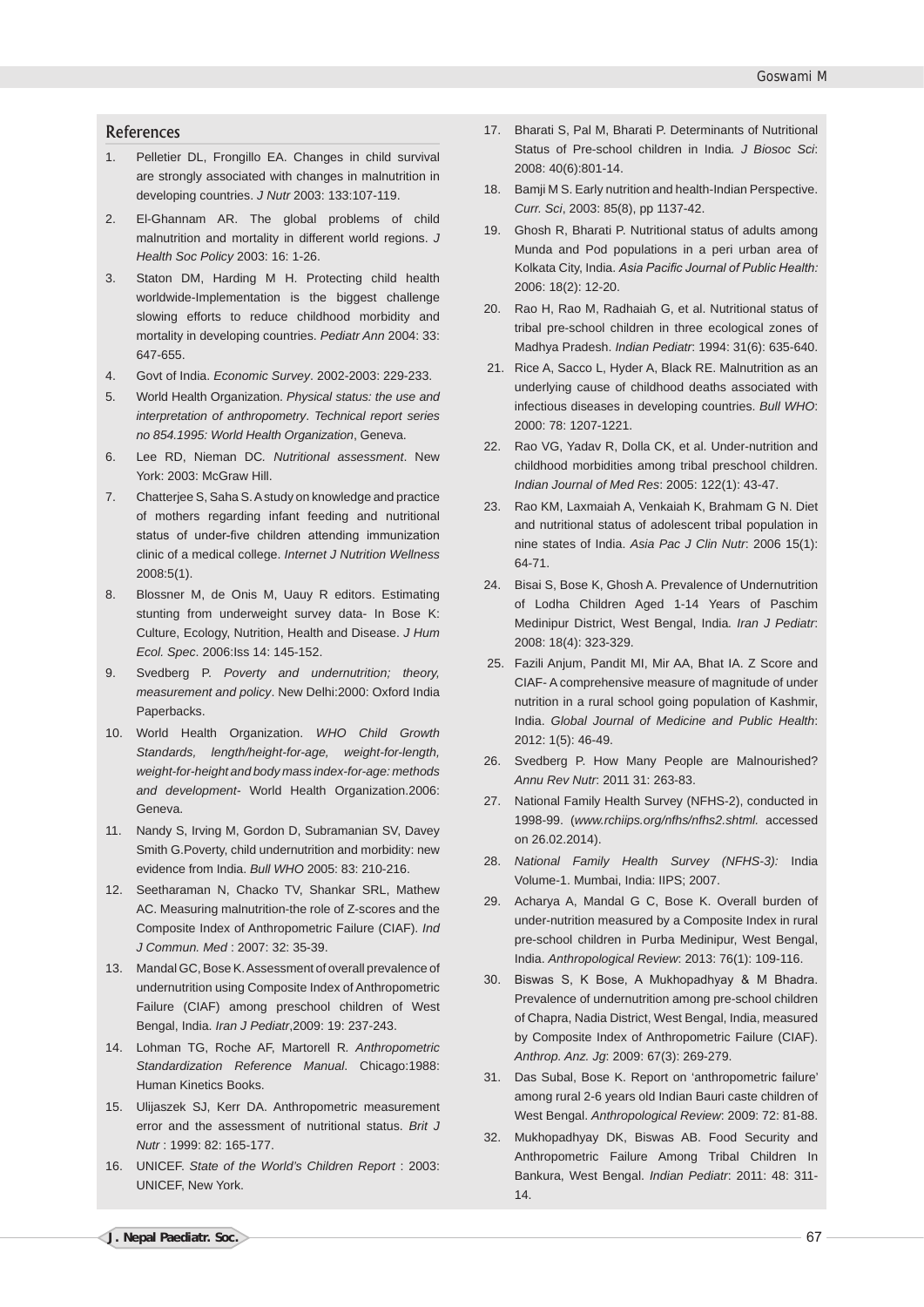## References

1. Pelletier DL, Frongillo EA. Changes in child survival are strongly associated with changes in malnutrition in developing countries. *J Nutr* 2003: 133:107-119.
2. El-Ghannam AR. The global problems of child malnutrition and mortality in different world regions. *J Health Soc Policy* 2003: 16: 1-26.
3. Staton DM, Harding M H. Protecting child health worldwide-Implementation is the biggest challenge slowing efforts to reduce childhood morbidity and mortality in developing countries. *Pediatr Ann* 2004: 33: 647-655.
4. Govt of India. *Economic Survey*. 2002-2003: 229-233.
5. World Health Organization. *Physical status: the use and interpretation of anthropometry*. *Technical report series no 854.1995: World Health Organization*, Geneva.
6. Lee RD, Nieman DC. *Nutritional assessment*. New York: 2003: McGraw Hill.
7. Chatterjee S, Saha S. A study on knowledge and practice of mothers regarding infant feeding and nutritional status of under-five children attending immunization clinic of a medical college. *Internet J Nutrition Wellness* 2008:5(1).
8. Blossner M, de Onis M, Uauy R editors. Estimating stunting from underweight survey data- In Bose K: Culture, Ecology, Nutrition, Health and Disease. *J Hum Ecol. Spec*. 2006:Iss 14: 145-152.
9. Svedberg P. *Poverty and undernutrition; theory, measurement and policy*. New Delhi:2000: Oxford India Paperbacks.
10. World Health Organization. *WHO Child Growth Standards, length/height-for-age, weight-for-length, weight-for-height and body mass index-for-age: methods and development*- World Health Organization.2006: Geneva.
11. Nandy S, Irving M, Gordon D, Subramanian SV, Davey Smith G.Poverty, child undernutrition and morbidity: new evidence from India. *Bull WHO* 2005: 83: 210-216.
12. Seetharaman N, Chacko TV, Shankar SRL, Mathew AC. Measuring malnutrition-the role of Z-scores and the Composite Index of Anthropometric Failure (CIAF). *Ind J Commun. Med* : 2007: 32: 35-39.
13. Mandal GC, Bose K. Assessment of overall prevalence of undernutrition using Composite Index of Anthropometric Failure (CIAF) among preschool children of West Bengal, India. *Iran J Pediatr*,2009: 19: 237-243.
14. Lohman TG, Roche AF, Martorell R. *Anthropometric Standardization Reference Manual*. Chicago:1988: Human Kinetics Books.
15. Ulijaszek SJ, Kerr DA. Anthropometric measurement error and the assessment of nutritional status. *Brit J Nutr* : 1999: 82: 165-177.
16. UNICEF. *State of the World's Children Report* : 2003: UNICEF, New York.
17. Bharati S, Pal M, Bharati P. Determinants of Nutritional Status of Pre-school children in India. *J Biosoc Sci*: 2008: 40(6):801-14.
18. Bamji M S. Early nutrition and health-Indian Perspective. *Curr. Sci*, 2003: 85(8), pp 1137-42.
19. Ghosh R, Bharati P. Nutritional status of adults among Munda and Pod populations in a peri urban area of Kolkata City, India. *Asia Pacific Journal of Public Health:* 2006: 18(2): 12-20.
20. Rao H, Rao M, Radhaiah G, et al. Nutritional status of tribal pre-school children in three ecological zones of Madhya Pradesh. *Indian Pediatr*: 1994: 31(6): 635-640.
21. Rice A, Sacco L, Hyder A, Black RE. Malnutrition as an underlying cause of childhood deaths associated with infectious diseases in developing countries. *Bull WHO*: 2000: 78: 1207-1221.
22. Rao VG, Yadav R, Dolla CK, et al. Under-nutrition and childhood morbidities among tribal preschool children. *Indian Journal of Med Res*: 2005: 122(1): 43-47.
23. Rao KM, Laxmaiah A, Venkaiah K, Brahmam G N. Diet and nutritional status of adolescent tribal population in nine states of India. *Asia Pac J Clin Nutr*: 2006 15(1): 64-71.
24. Bisai S, Bose K, Ghosh A. Prevalence of Undernutrition of Lodha Children Aged 1-14 Years of Paschim Medinipur District, West Bengal, India. *Iran J Pediatr*: 2008: 18(4): 323-329.
25. Fazili Anjum, Pandit MI, Mir AA, Bhat IA. Z Score and CIAF- A comprehensive measure of magnitude of under nutrition in a rural school going population of Kashmir, India. *Global Journal of Medicine and Public Health*: 2012: 1(5): 46-49.
26. Svedberg P. How Many People are Malnourished? *Annu Rev Nutr*: 2011 31: 263-83.
27. National Family Health Survey (NFHS-2), conducted in 1998-99. (*www.rchiips.org/nfhs/nfhs2.shtml.* accessed on 26.02.2014).
28. *National Family Health Survey (NFHS-3):* India Volume-1. Mumbai, India: IIPS; 2007.
29. Acharya A, Mandal G C, Bose K. Overall burden of under-nutrition measured by a Composite Index in rural pre-school children in Purba Medinipur, West Bengal, India. *Anthropological Review*: 2013: 76(1): 109-116.
30. Biswas S, K Bose, A Mukhopadhyay & M Bhadra. Prevalence of undernutrition among pre-school children of Chapra, Nadia District, West Bengal, India, measured by Composite Index of Anthropometric Failure (CIAF). *Anthrop. Anz. Jg*: 2009: 67(3): 269-279.
31. Das Subal, Bose K. Report on 'anthropometric failure' among rural 2-6 years old Indian Bauri caste children of West Bengal. *Anthropological Review*: 2009: 72: 81-88.
32. Mukhopadhyay DK, Biswas AB. Food Security and Anthropometric Failure Among Tribal Children In Bankura, West Bengal. *Indian Pediatr*: 2011: 48: 311-14.